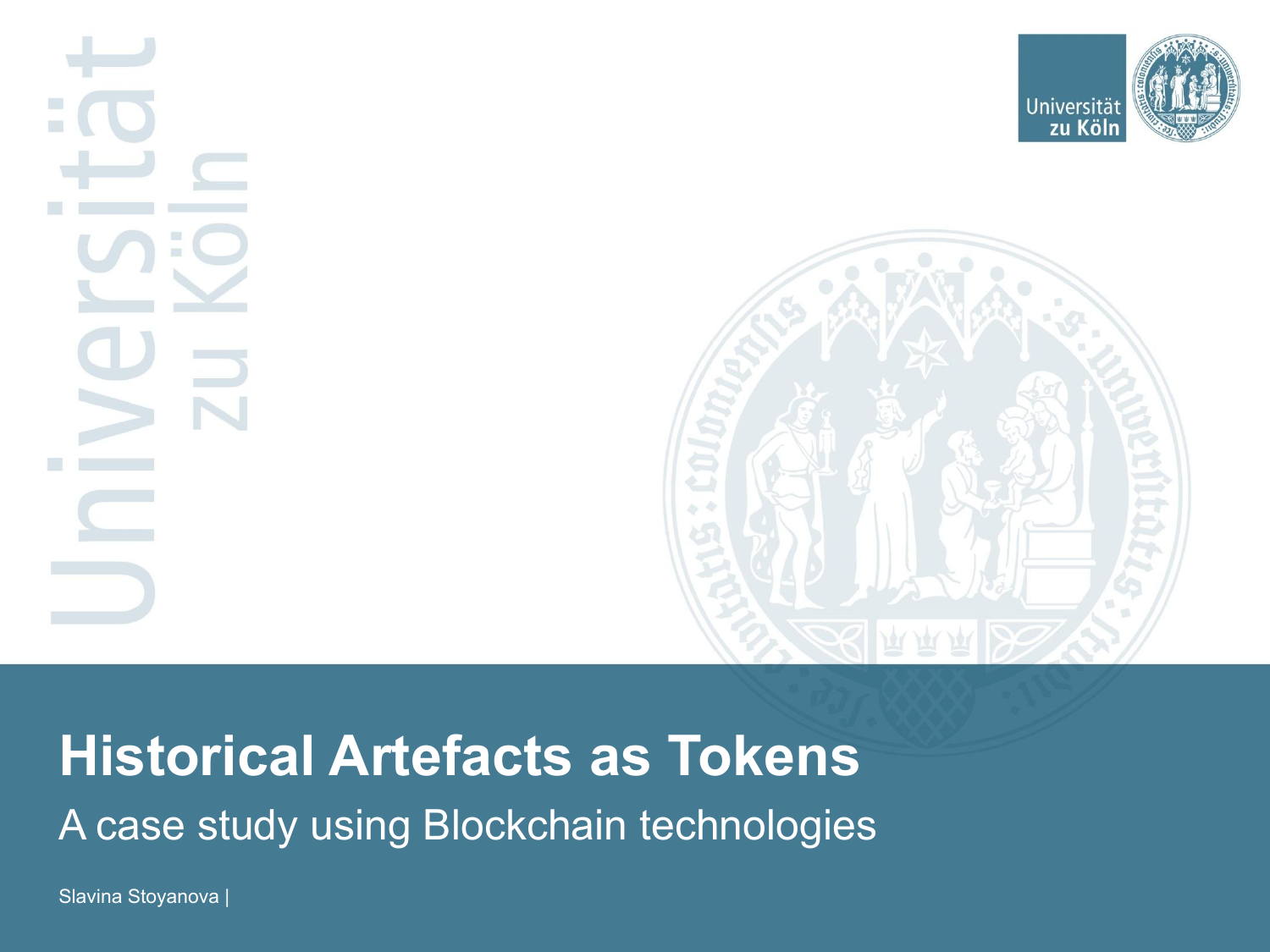# Historical Artefacts as Tokens

A case study using Blockchain technologies

Slavina Stoyanova |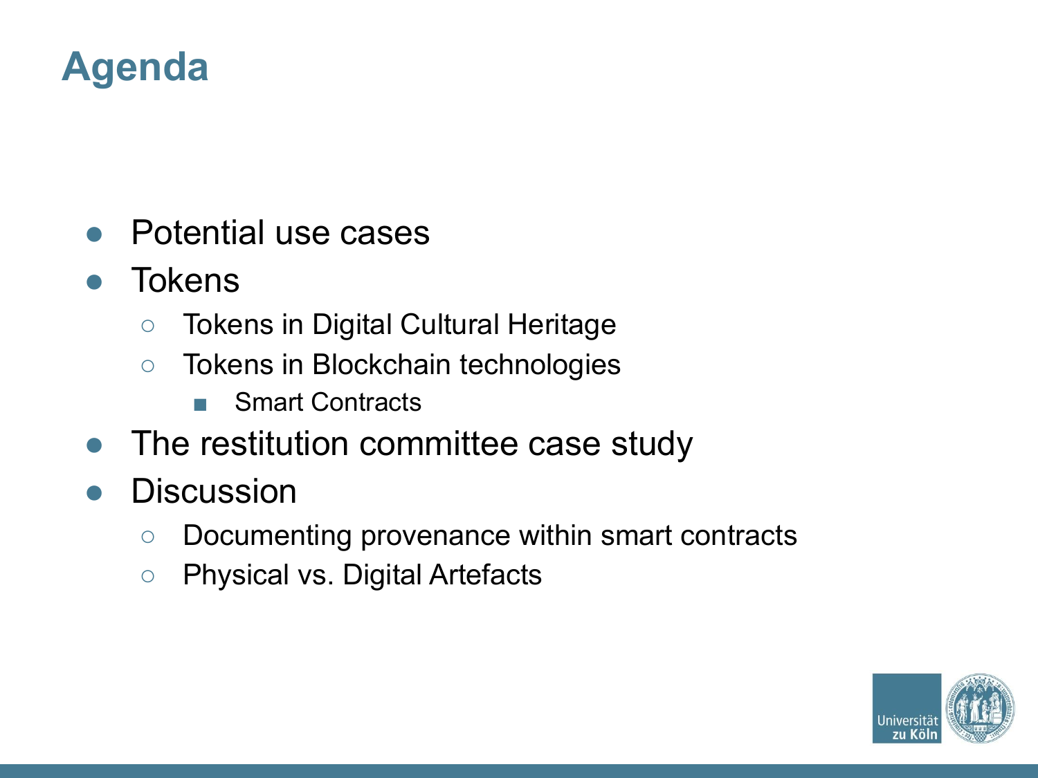# Agenda

- Potential use cases
- Tokens
  - Tokens in Digital Cultural Heritage
  - Tokens in Blockchain technologies
    - Smart Contracts
- The restitution committee case study
- Discussion
  - Documenting provenance within smart contracts
  - Physical vs. Digital Artefacts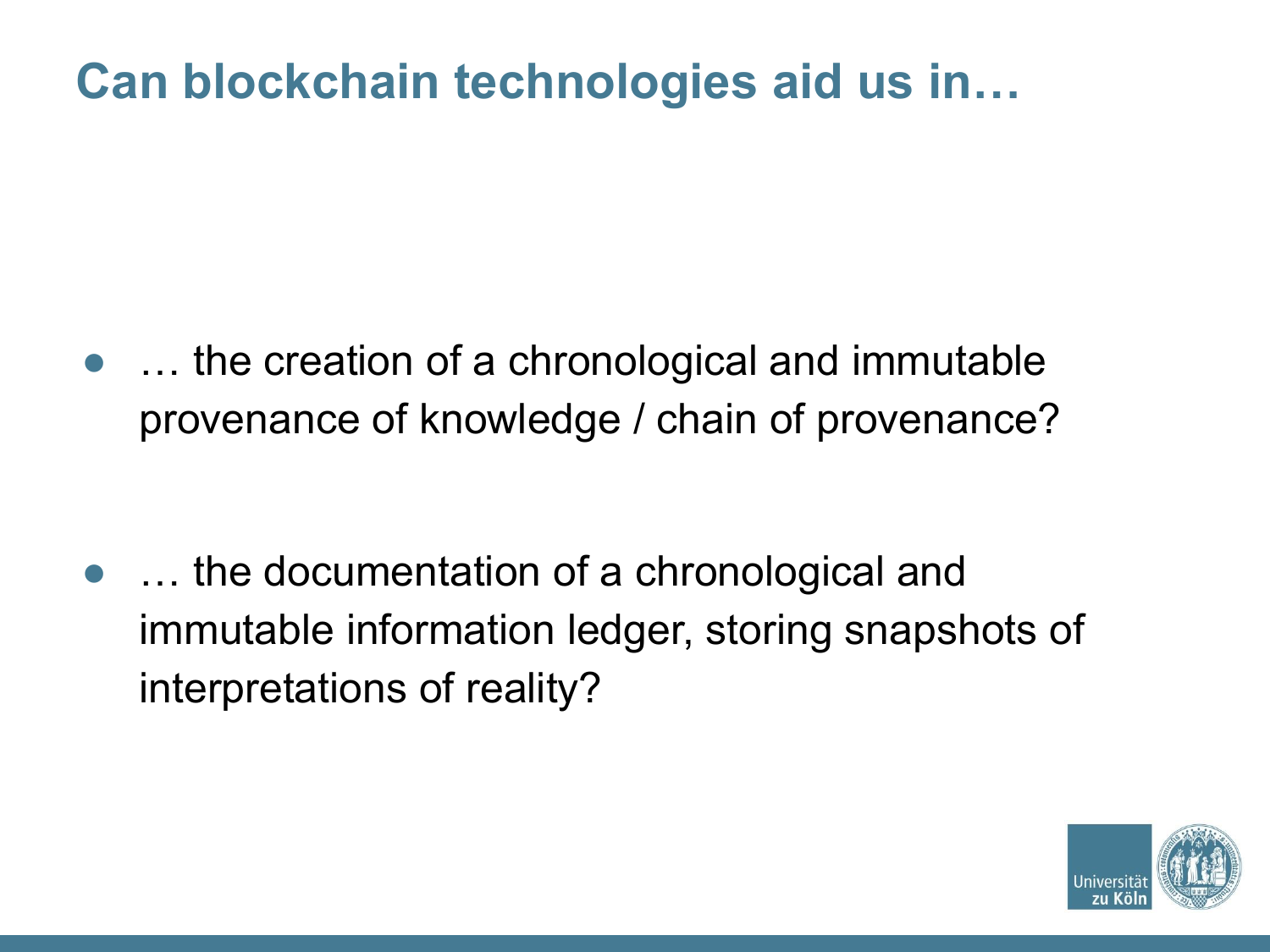# Can blockchain technologies aid us in…

- … the creation of a chronological and immutable provenance of knowledge / chain of provenance?

- … the documentation of a chronological and immutable information ledger, storing snapshots of interpretations of reality?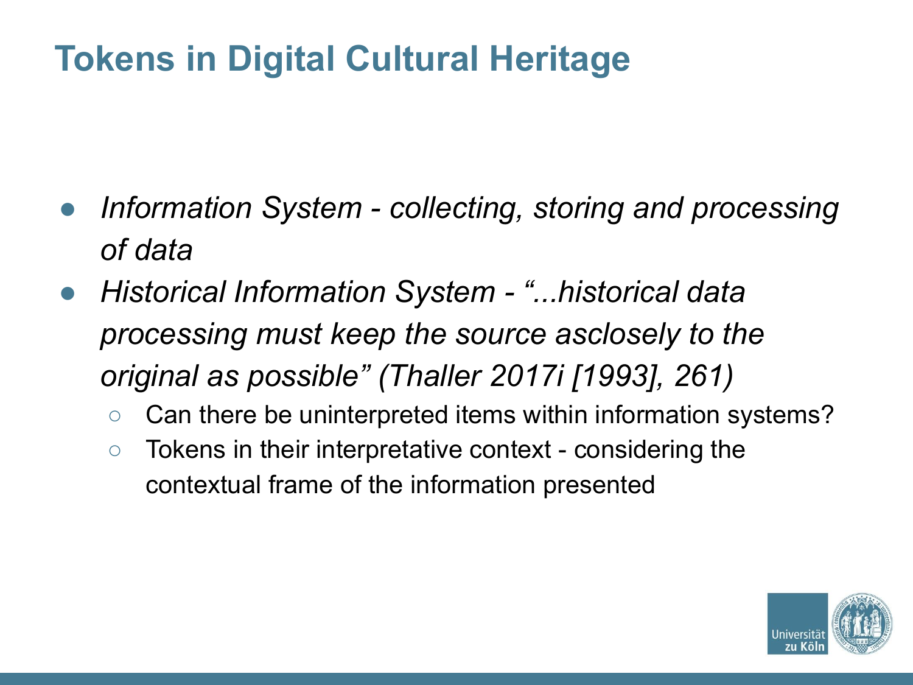# Tokens in Digital Cultural Heritage

- *Information System - collecting, storing and processing of data*
- *Historical Information System - "...historical data processing must keep the source asclosely to the original as possible" (Thaller 2017i [1993], 261)*
  - Can there be uninterpreted items within information systems?
  - Tokens in their interpretative context - considering the contextual frame of the information presented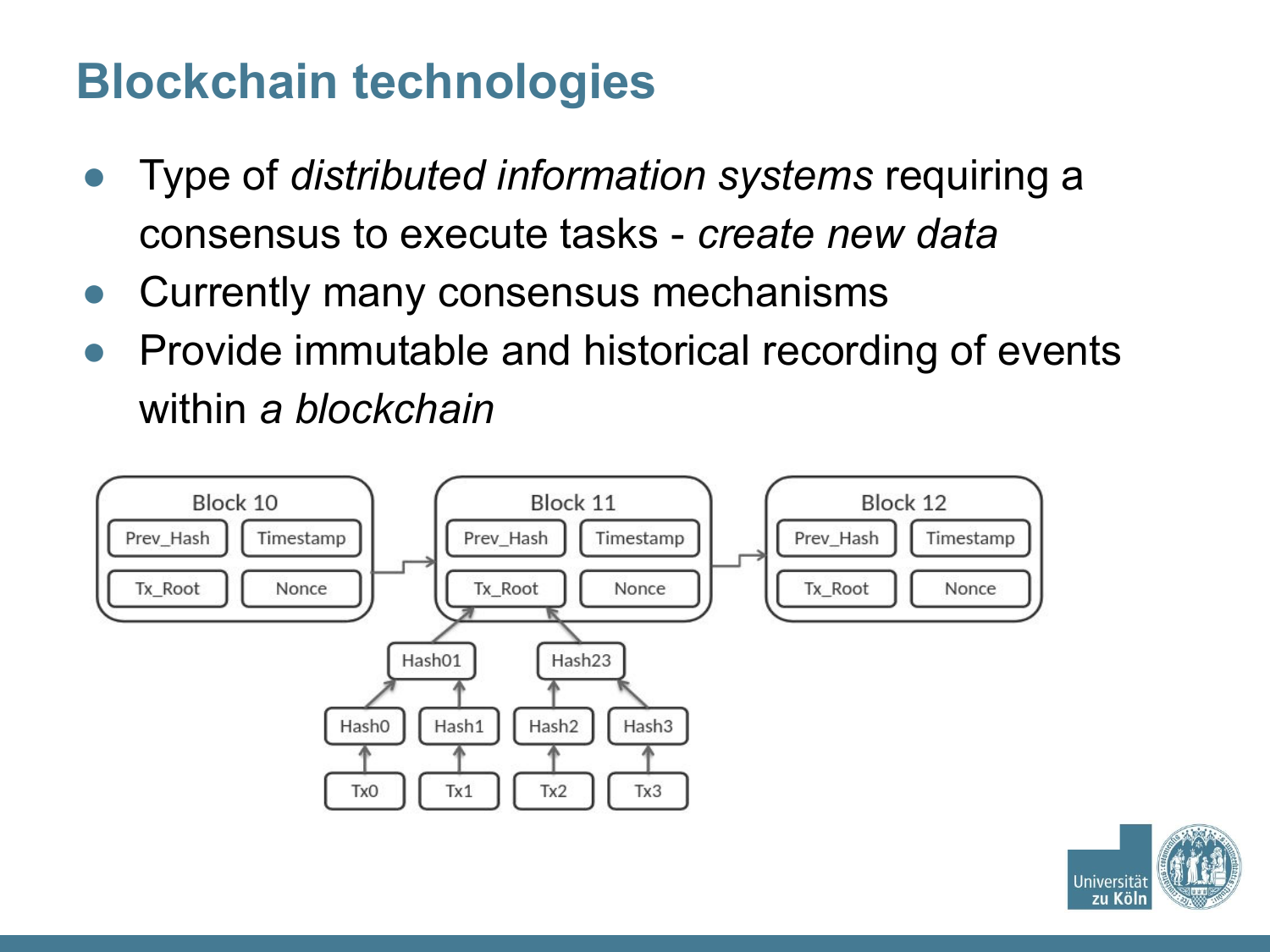# Blockchain technologies

- Type of *distributed information systems* requiring a consensus to execute tasks - *create new data*
- Currently many consensus mechanisms
- Provide immutable and historical recording of events within *a blockchain*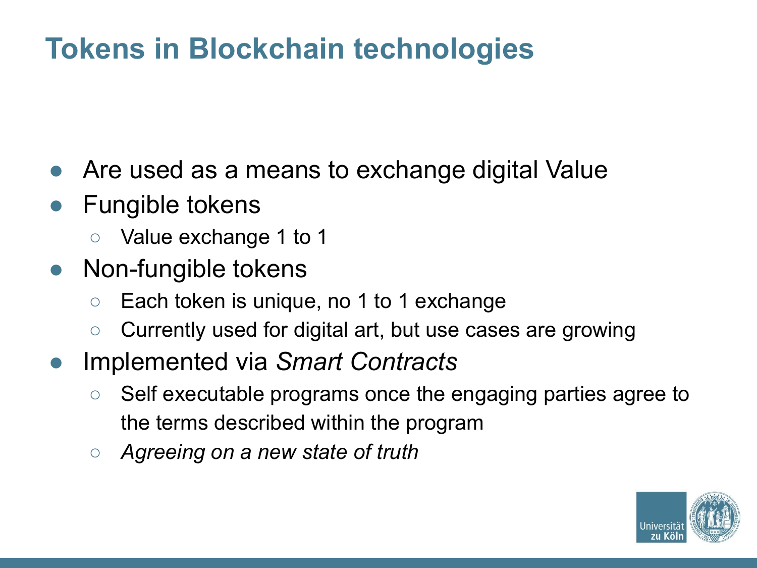# Tokens in Blockchain technologies

- Are used as a means to exchange digital Value
- Fungible tokens
  - Value exchange 1 to 1
- Non-fungible tokens
  - Each token is unique, no 1 to 1 exchange
  - Currently used for digital art, but use cases are growing
- Implemented via *Smart Contracts*
  - Self executable programs once the engaging parties agree to the terms described within the program
  - *Agreeing on a new state of truth*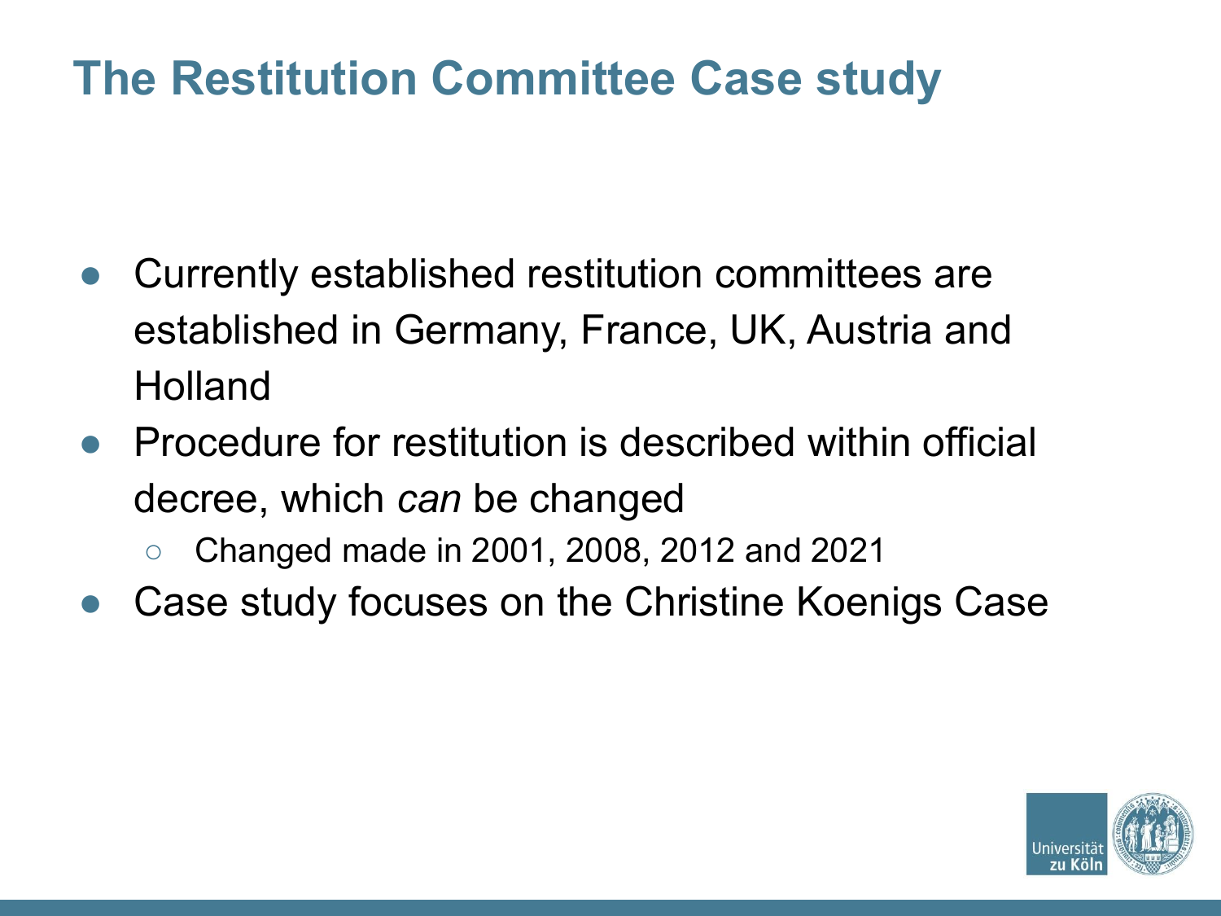# The Restitution Committee Case study

- Currently established restitution committees are established in Germany, France, UK, Austria and Holland
- Procedure for restitution is described within official decree, which *can* be changed
  - Changed made in 2001, 2008, 2012 and 2021
- Case study focuses on the Christine Koenigs Case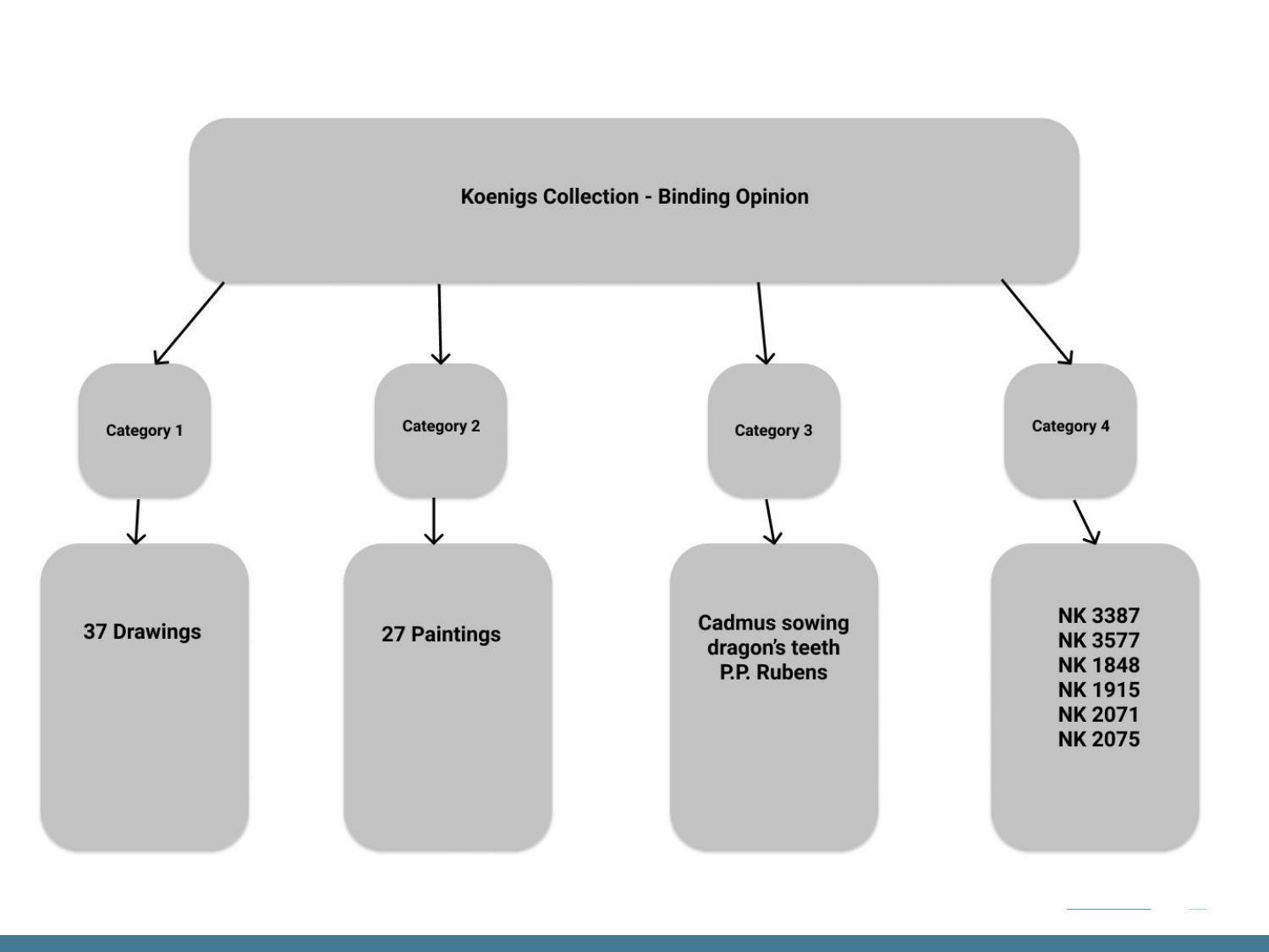# Koenigs Collection - Binding Opinion

- **Category 1**
  - 37 Drawings
- **Category 2**
  - 27 Paintings
- **Category 3**
  - Cadmus sowing dragon's teeth P.P. Rubens
- **Category 4**
  - NK 3387
  - NK 3577
  - NK 1848
  - NK 1915
  - NK 2071
  - NK 2075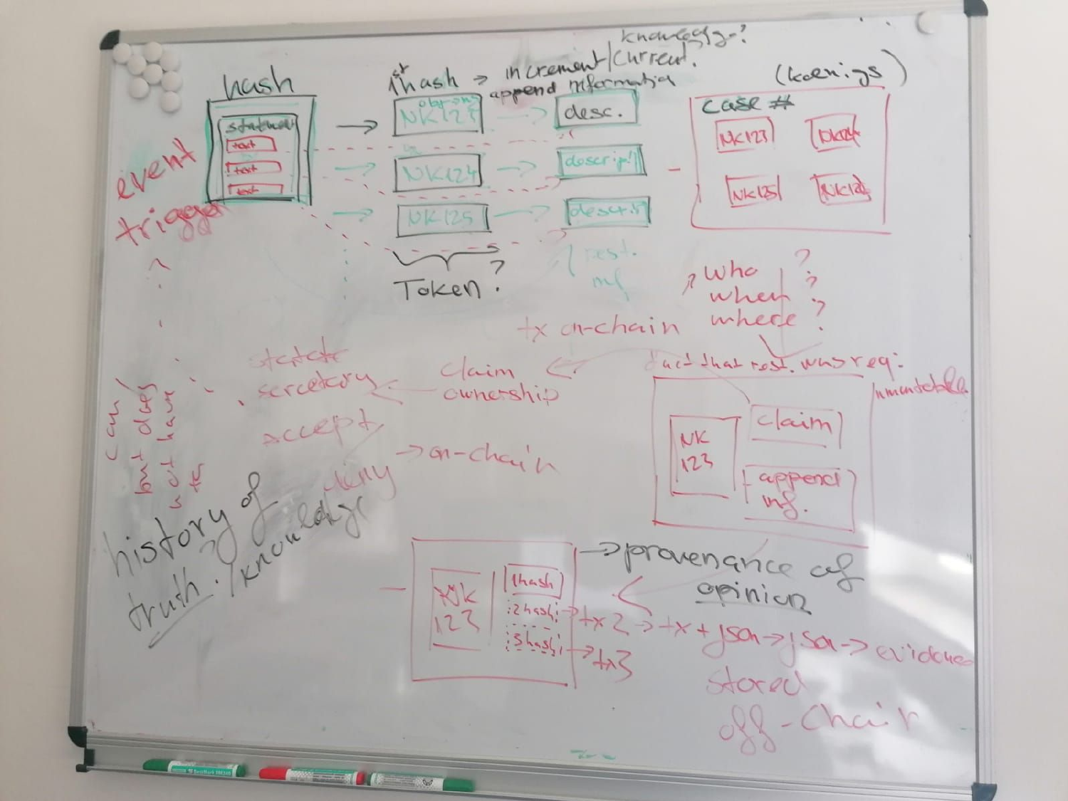hash

- statement
  - text
  - text
  - text

event trigger

1st hash → increment | current knowledge?

append information

| | | |
|---|---|---|
| NK123 (object) | → | desc. |
| NK124 | → | descrip. |
| NK125 | → | descrip. |

Token?

(Koenigs)

Case #

- NK123
- NK124
- NK125
- NK126

rest. inf

who? when? where?

tx on-chain

fact that rest. was req.

immutable

- NK 123
  - claim
  - append inf.

claim ownership

state secretary

accept

→ on-chain

can but does not have to

history of truth? / knowledge

daily

- NK 123
  - 1hash
  - 2hash → tx2
  - 3hash → tx3

→ provenance of opinion

tx + json → json → evidence

stored off-chain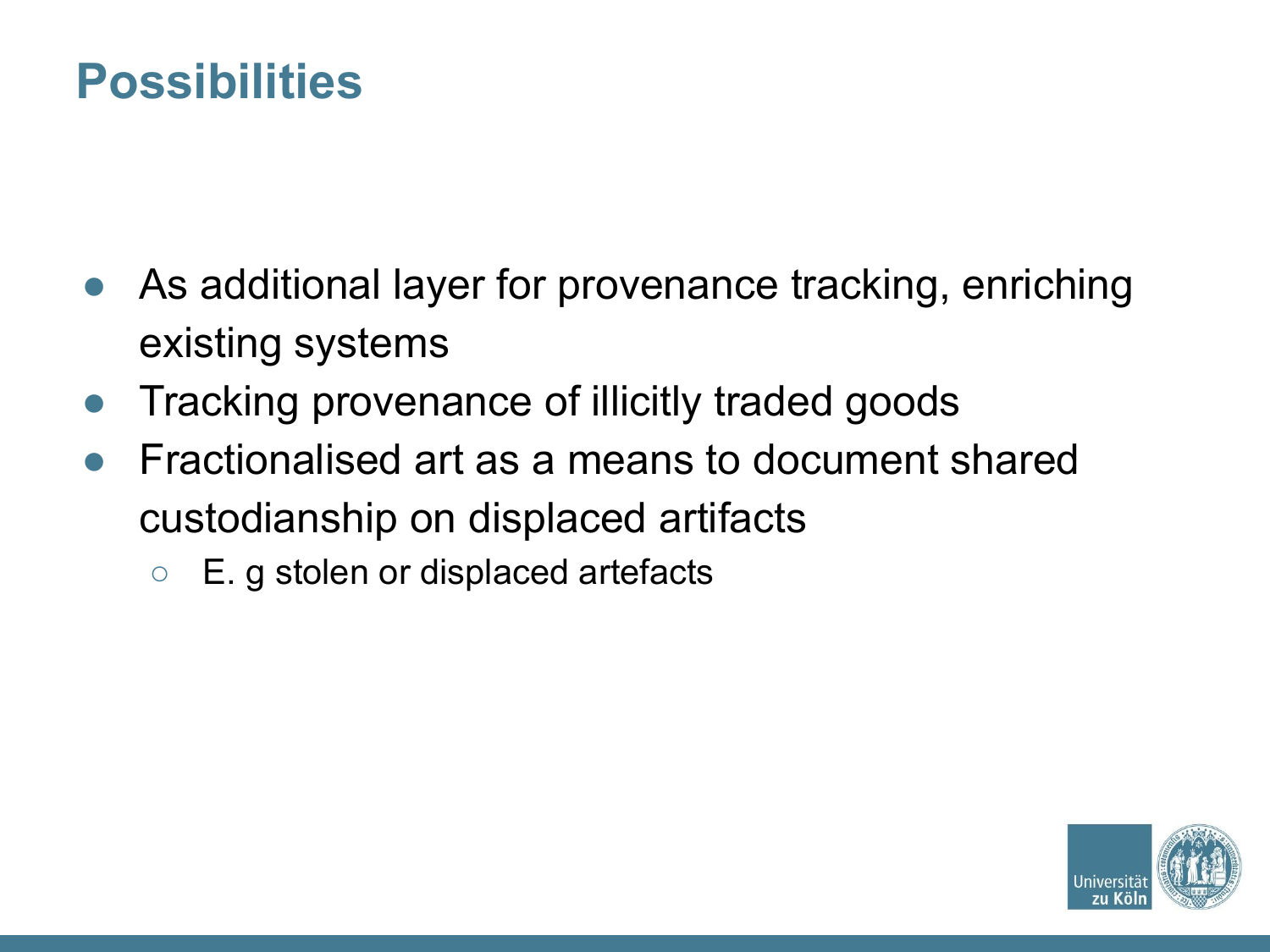# Possibilities

- As additional layer for provenance tracking, enriching existing systems
- Tracking provenance of illicitly traded goods
- Fractionalised art as a means to document shared custodianship on displaced artifacts
  - E. g stolen or displaced artefacts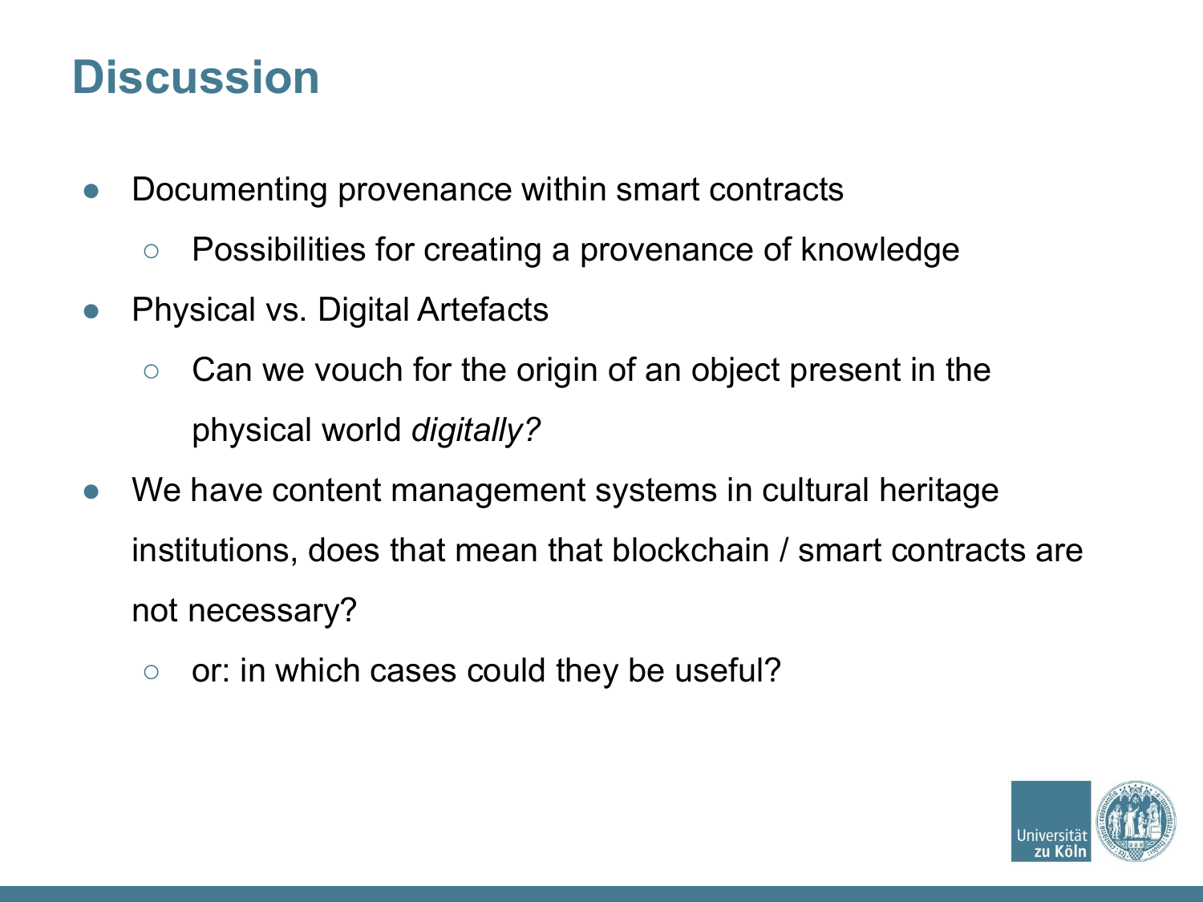# Discussion

- Documenting provenance within smart contracts
  - Possibilities for creating a provenance of knowledge
- Physical vs. Digital Artefacts
  - Can we vouch for the origin of an object present in the physical world *digitally?*
- We have content management systems in cultural heritage institutions, does that mean that blockchain / smart contracts are not necessary?
  - or: in which cases could they be useful?